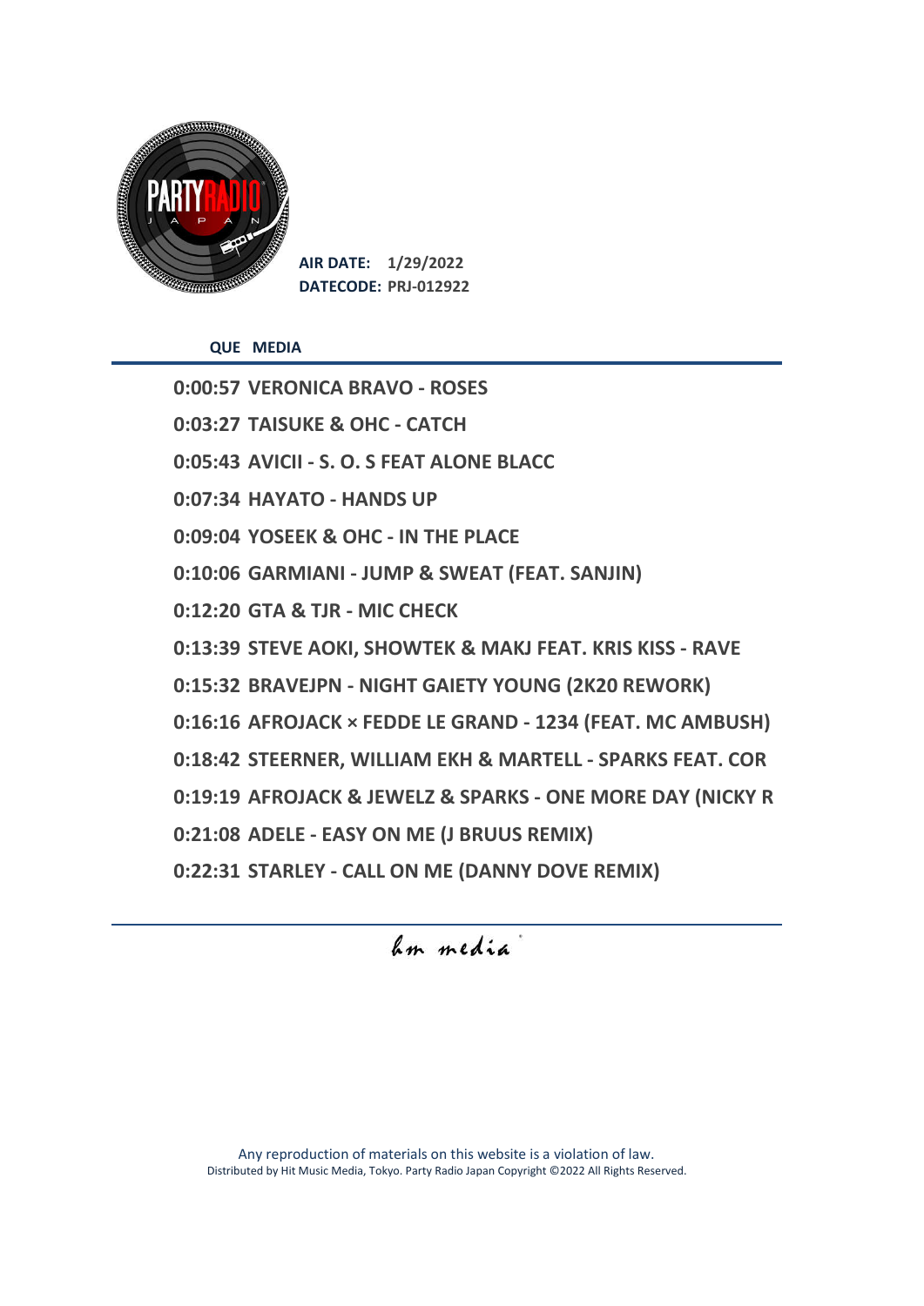PARTY RADIO JAPAN

**AIR DATE:** 1/29/2022
**DATECODE:** PRJ-012922

| QUE | MEDIA |
| --- | --- |
| 0:00:57 | VERONICA BRAVO - ROSES |
| 0:03:27 | TAISUKE & OHC - CATCH |
| 0:05:43 | AVICII - S. O. S FEAT ALONE BLACC |
| 0:07:34 | HAYATO - HANDS UP |
| 0:09:04 | YOSEEK & OHC - IN THE PLACE |
| 0:10:06 | GARMIANI - JUMP & SWEAT (FEAT. SANJIN) |
| 0:12:20 | GTA & TJR - MIC CHECK |
| 0:13:39 | STEVE AOKI, SHOWTEK & MAKJ FEAT. KRIS KISS - RAVE |
| 0:15:32 | BRAVEJPN - NIGHT GAIETY YOUNG (2K20 REWORK) |
| 0:16:16 | AFROJACK × FEDDE LE GRAND - 1234 (FEAT. MC AMBUSH) |
| 0:18:42 | STEERNER, WILLIAM EKH & MARTELL - SPARKS FEAT. COR |
| 0:19:19 | AFROJACK & JEWELZ & SPARKS - ONE MORE DAY (NICKY R |
| 0:21:08 | ADELE - EASY ON ME (J BRUUS REMIX) |
| 0:22:31 | STARLEY - CALL ON ME (DANNY DOVE REMIX) |

hm media

Any reproduction of materials on this website is a violation of law.
Distributed by Hit Music Media, Tokyo. Party Radio Japan Copyright ©2022 All Rights Reserved.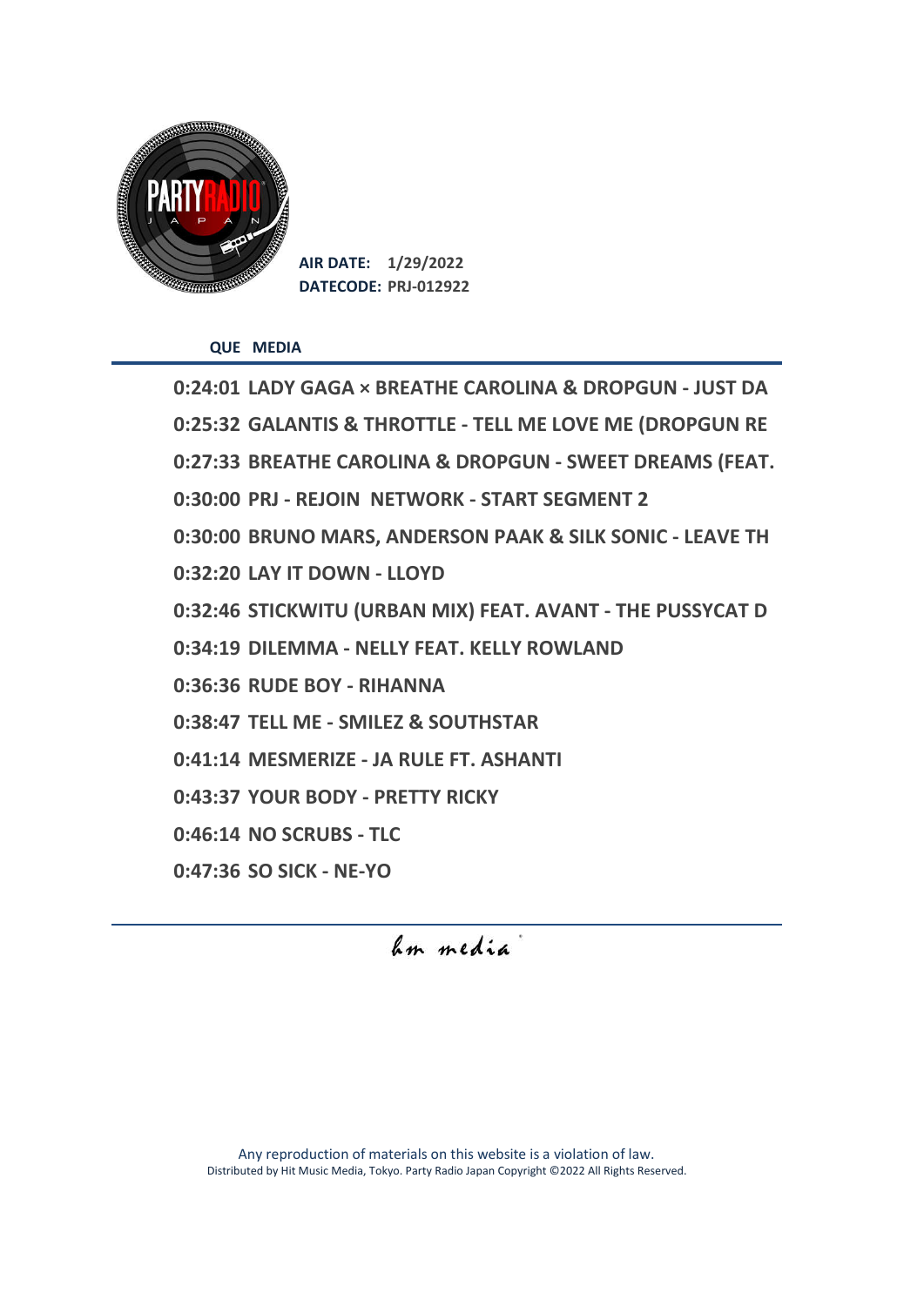**AIR DATE:** 1/29/2022
**DATECODE:** PRJ-012922

| QUE | MEDIA |
|---|---|
| 0:24:01 | LADY GAGA × BREATHE CAROLINA & DROPGUN - JUST DA |
| 0:25:32 | GALANTIS & THROTTLE - TELL ME LOVE ME (DROPGUN RE |
| 0:27:33 | BREATHE CAROLINA & DROPGUN - SWEET DREAMS (FEAT. |
| 0:30:00 | PRJ - REJOIN NETWORK - START SEGMENT 2 |
| 0:30:00 | BRUNO MARS, ANDERSON PAAK & SILK SONIC - LEAVE TH |
| 0:32:20 | LAY IT DOWN - LLOYD |
| 0:32:46 | STICKWITU (URBAN MIX) FEAT. AVANT - THE PUSSYCAT D |
| 0:34:19 | DILEMMA - NELLY FEAT. KELLY ROWLAND |
| 0:36:36 | RUDE BOY - RIHANNA |
| 0:38:47 | TELL ME - SMILEZ & SOUTHSTAR |
| 0:41:14 | MESMERIZE - JA RULE FT. ASHANTI |
| 0:43:37 | YOUR BODY - PRETTY RICKY |
| 0:46:14 | NO SCRUBS - TLC |
| 0:47:36 | SO SICK - NE-YO |

*hm media*

Any reproduction of materials on this website is a violation of law.
Distributed by Hit Music Media, Tokyo. Party Radio Japan Copyright ©2022 All Rights Reserved.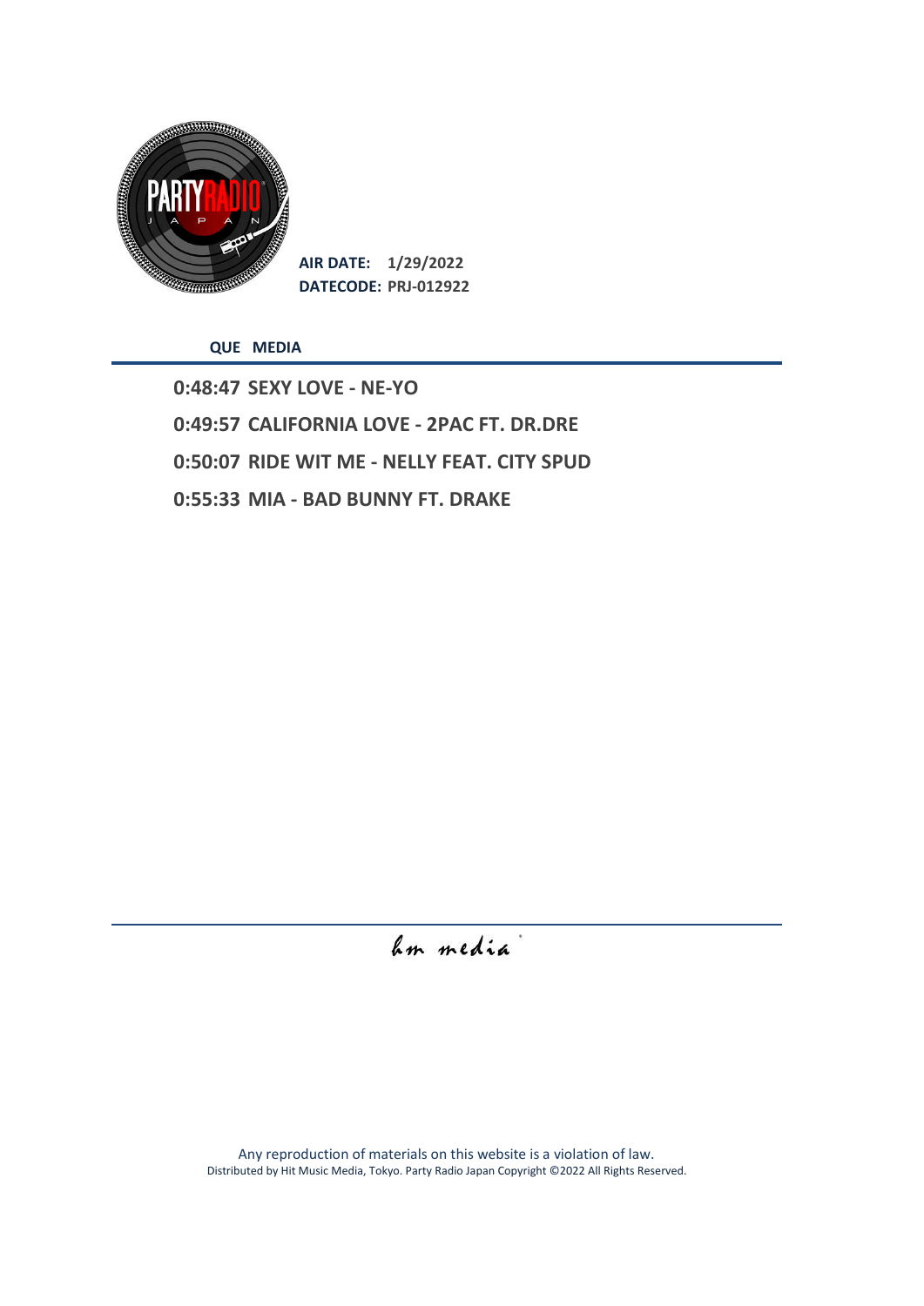**AIR DATE:** 1/29/2022
**DATECODE:** PRJ-012922

| QUE | MEDIA |
|---|---|
| 0:48:47 | SEXY LOVE - NE-YO |
| 0:49:57 | CALIFORNIA LOVE - 2PAC FT. DR.DRE |
| 0:50:07 | RIDE WIT ME - NELLY FEAT. CITY SPUD |
| 0:55:33 | MIA - BAD BUNNY FT. DRAKE |

hm media

Any reproduction of materials on this website is a violation of law.
Distributed by Hit Music Media, Tokyo. Party Radio Japan Copyright ©2022 All Rights Reserved.